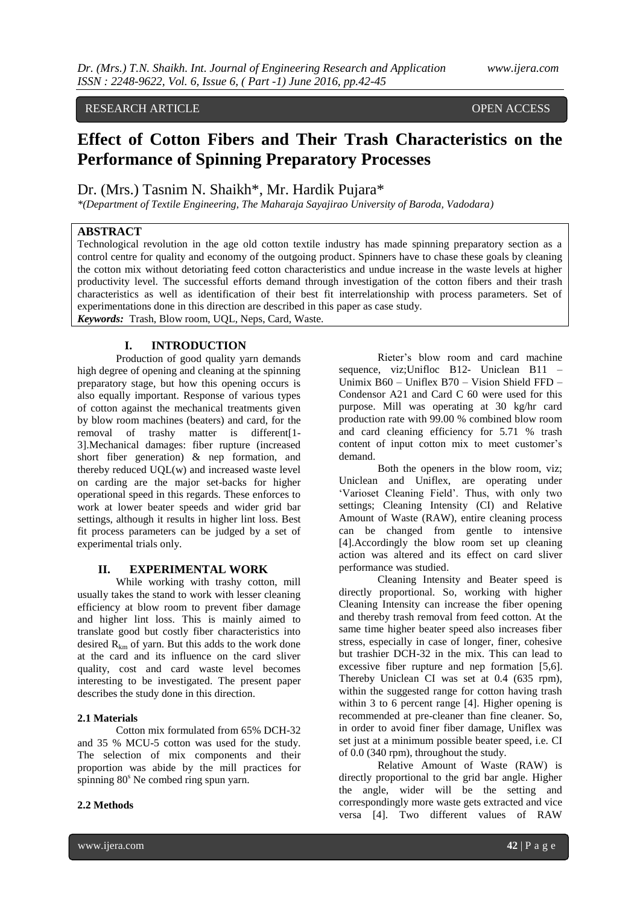RESEARCH ARTICLE OPEN ACCESS

# Effect of Cotton Fibers and Their Trash Characteristics on the Performance of Spinning Preparatory Processes

Dr. (Mrs.) Tasnim N. Shaikh*, Mr. Hardik Pujara*

*(Department of Textile Engineering, The Maharaja Sayajirao University of Baroda, Vadodara)

## ABSTRACT

Technological revolution in the age old cotton textile industry has made spinning preparatory section as a control centre for quality and economy of the outgoing product. Spinners have to chase these goals by cleaning the cotton mix without detoriating feed cotton characteristics and undue increase in the waste levels at higher productivity level. The successful efforts demand through investigation of the cotton fibers and their trash characteristics as well as identification of their best fit interrelationship with process parameters. Set of experimentations done in this direction are described in this paper as case study.

***Keywords:*** Trash, Blow room, UQL, Neps, Card, Waste.

## I. INTRODUCTION

Production of good quality yarn demands high degree of opening and cleaning at the spinning preparatory stage, but how this opening occurs is also equally important. Response of various types of cotton against the mechanical treatments given by blow room machines (beaters) and card, for the removal of trashy matter is different[1-3].Mechanical damages: fiber rupture (increased short fiber generation) & nep formation, and thereby reduced UQL(w) and increased waste level on carding are the major set-backs for higher operational speed in this regards. This enforces to work at lower beater speeds and wider grid bar settings, although it results in higher lint loss. Best fit process parameters can be judged by a set of experimental trials only.

## II. EXPERIMENTAL WORK

While working with trashy cotton, mill usually takes the stand to work with lesser cleaning efficiency at blow room to prevent fiber damage and higher lint loss. This is mainly aimed to translate good but costly fiber characteristics into desired $R_{km}$ of yarn. But this adds to the work done at the card and its influence on the card sliver quality, cost and card waste level becomes interesting to be investigated. The present paper describes the study done in this direction.

### 2.1 Materials

Cotton mix formulated from 65% DCH-32 and 35 % MCU-5 cotton was used for the study. The selection of mix components and their proportion was abide by the mill practices for spinning $80^s$ Ne combed ring spun yarn.

### 2.2 Methods

Rieter's blow room and card machine sequence, viz;Unifloc B12- Uniclean B11 – Unimix B60 – Uniflex B70 – Vision Shield FFD – Condensor A21 and Card C 60 were used for this purpose. Mill was operating at 30 kg/hr card production rate with 99.00 % combined blow room and card cleaning efficiency for 5.71 % trash content of input cotton mix to meet customer's demand.

Both the openers in the blow room, viz; Uniclean and Uniflex, are operating under 'Varioset Cleaning Field'. Thus, with only two settings; Cleaning Intensity (CI) and Relative Amount of Waste (RAW), entire cleaning process can be changed from gentle to intensive [4].Accordingly the blow room set up cleaning action was altered and its effect on card sliver performance was studied.

Cleaning Intensity and Beater speed is directly proportional. So, working with higher Cleaning Intensity can increase the fiber opening and thereby trash removal from feed cotton. At the same time higher beater speed also increases fiber stress, especially in case of longer, finer, cohesive but trashier DCH-32 in the mix. This can lead to excessive fiber rupture and nep formation [5,6]. Thereby Uniclean CI was set at 0.4 (635 rpm), within the suggested range for cotton having trash within 3 to 6 percent range [4]. Higher opening is recommended at pre-cleaner than fine cleaner. So, in order to avoid finer fiber damage, Uniflex was set just at a minimum possible beater speed, i.e. CI of 0.0 (340 rpm), throughout the study.

Relative Amount of Waste (RAW) is directly proportional to the grid bar angle. Higher the angle, wider will be the setting and correspondingly more waste gets extracted and vice versa [4]. Two different values of RAW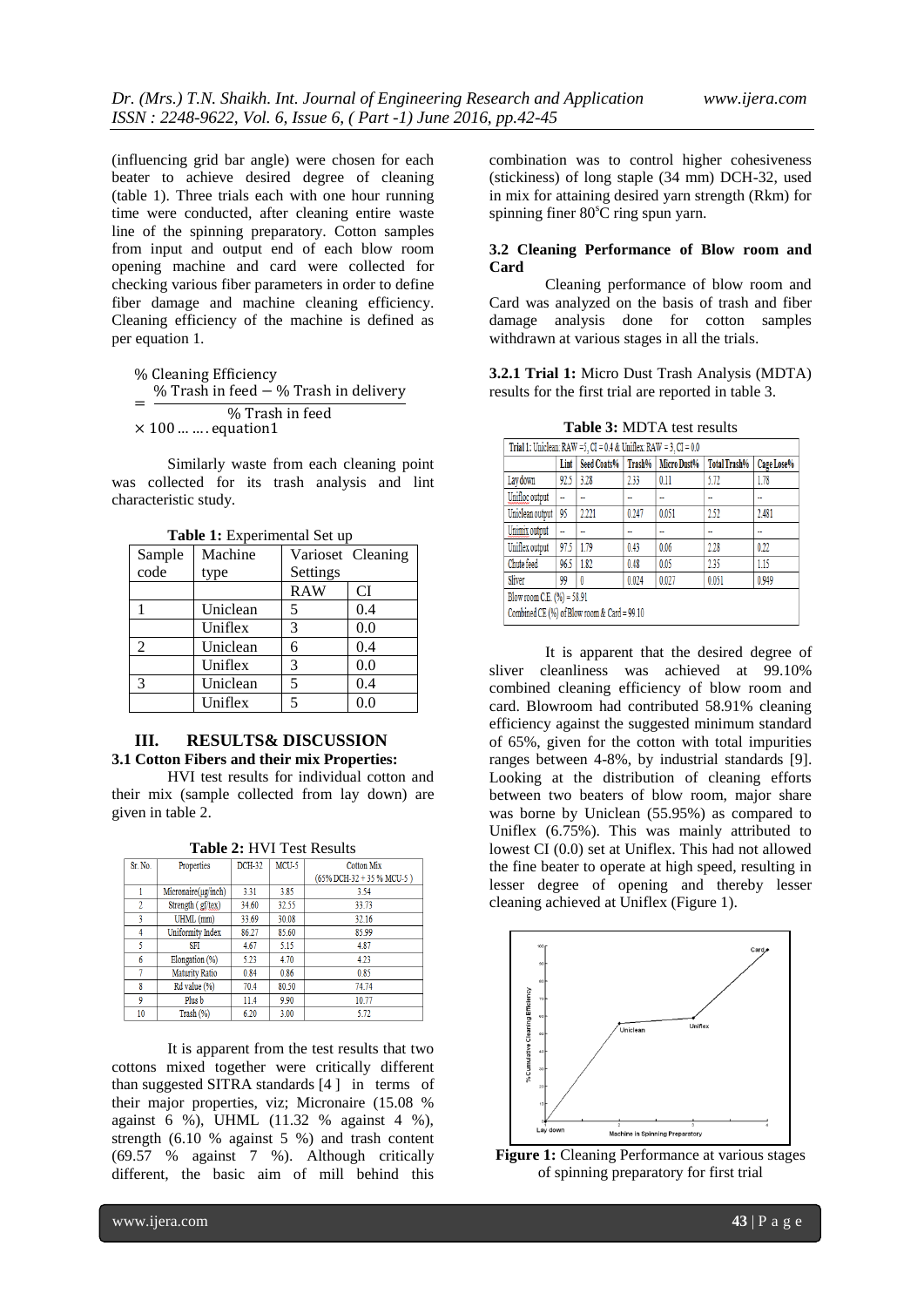(influencing grid bar angle) were chosen for each beater to achieve desired degree of cleaning (table 1). Three trials each with one hour running time were conducted, after cleaning entire waste line of the spinning preparatory. Cotton samples from input and output end of each blow room opening machine and card were collected for checking various fiber parameters in order to define fiber damage and machine cleaning efficiency. Cleaning efficiency of the machine is defined as per equation 1.

$$\% \text{ Cleaning Efficiency} = \frac{\% \text{ Trash in feed} - \% \text{ Trash in delivery}}{\% \text{ Trash in feed}} \times 100 \ldots\ldots \text{equation1}$$

Similarly waste from each cleaning point was collected for its trash analysis and lint characteristic study.

**Table 1:** Experimental Set up

| Sample code | Machine type | Varioset Cleaning Settings | |
|---|---|---|---|
| | | RAW | CI |
| 1 | Uniclean | 5 | 0.4 |
| | Uniflex | 3 | 0.0 |
| 2 | Uniclean | 6 | 0.4 |
| | Uniflex | 3 | 0.0 |
| 3 | Uniclean | 5 | 0.4 |
| | Uniflex | 5 | 0.0 |

## III. RESULTS& DISCUSSION

### 3.1 Cotton Fibers and their mix Properties:

HVI test results for individual cotton and their mix (sample collected from lay down) are given in table 2.

**Table 2:** HVI Test Results

| Sr. No. | Properties | DCH-32 | MCU-5 | Cotton Mix (65% DCH-32 + 35 % MCU-5 ) |
|---|---|---|---|---|
| 1 | Micronaire(µg/inch) | 3.31 | 3.85 | 3.54 |
| 2 | Strength ( gf/tex) | 34.60 | 32.55 | 33.73 |
| 3 | UHML (mm) | 33.69 | 30.08 | 32.16 |
| 4 | Uniformity Index | 86.27 | 85.60 | 85.99 |
| 5 | SFI | 4.67 | 5.15 | 4.87 |
| 6 | Elongation (%) | 5.23 | 4.70 | 4.23 |
| 7 | Maturity Ratio | 0.84 | 0.86 | 0.85 |
| 8 | Rd value (%) | 70.4 | 80.50 | 74.74 |
| 9 | Plus b | 11.4 | 9.90 | 10.77 |
| 10 | Trash (%) | 6.20 | 3.00 | 5.72 |

It is apparent from the test results that two cottons mixed together were critically different than suggested SITRA standards [4 ] in terms of their major properties, viz; Micronaire (15.08 % against 6 %), UHML (11.32 % against 4 %), strength (6.10 % against 5 %) and trash content (69.57 % against 7 %). Although critically different, the basic aim of mill behind this combination was to control higher cohesiveness (stickiness) of long staple (34 mm) DCH-32, used in mix for attaining desired yarn strength (Rkm) for spinning finer 80$^{s}$C ring spun yarn.

### 3.2 Cleaning Performance of Blow room and Card

Cleaning performance of blow room and Card was analyzed on the basis of trash and fiber damage analysis done for cotton samples withdrawn at various stages in all the trials.

**3.2.1 Trial 1:** Micro Dust Trash Analysis (MDTA) results for the first trial are reported in table 3.

**Table 3:** MDTA test results

| Trial 1: Uniclean: RAW =5, CI = 0.4 & Uniflex: RAW = 3, CI = 0.0 | | | | | | |
|---|---|---|---|---|---|---|
| | Lint | Seed Coats% | Trash% | Micro Dust% | Total Trash% | Cage Lose% |
| Lay down | 92.5 | 3.28 | 2.33 | 0.11 | 5.72 | 1.78 |
| Unifloc output | -- | -- | -- | -- | -- | -- |
| Uniclean output | 95 | 2.221 | 0.247 | 0.051 | 2.52 | 2.481 |
| Unimix output | -- | -- | -- | -- | -- | -- |
| Uniflex output | 97.5 | 1.79 | 0.43 | 0.06 | 2.28 | 0.22 |
| Chute feed | 96.5 | 1.82 | 0.48 | 0.05 | 2.35 | 1.15 |
| Sliver | 99 | 0 | 0.024 | 0.027 | 0.051 | 0.949 |
| Blow room C.E. (%) = 58.91 | | | | | | |
| Combined CE (%) of Blow room & Card = 99.10 | | | | | | |

It is apparent that the desired degree of sliver cleanliness was achieved at 99.10% combined cleaning efficiency of blow room and card. Blowroom had contributed 58.91% cleaning efficiency against the suggested minimum standard of 65%, given for the cotton with total impurities ranges between 4-8%, by industrial standards [9]. Looking at the distribution of cleaning efforts between two beaters of blow room, major share was borne by Uniclean (55.95%) as compared to Uniflex (6.75%). This was mainly attributed to lowest CI (0.0) set at Uniflex. This had not allowed the fine beater to operate at high speed, resulting in lesser degree of opening and thereby lesser cleaning achieved at Uniflex (Figure 1).

**Figure 1:** Cleaning Performance at various stages of spinning preparatory for first trial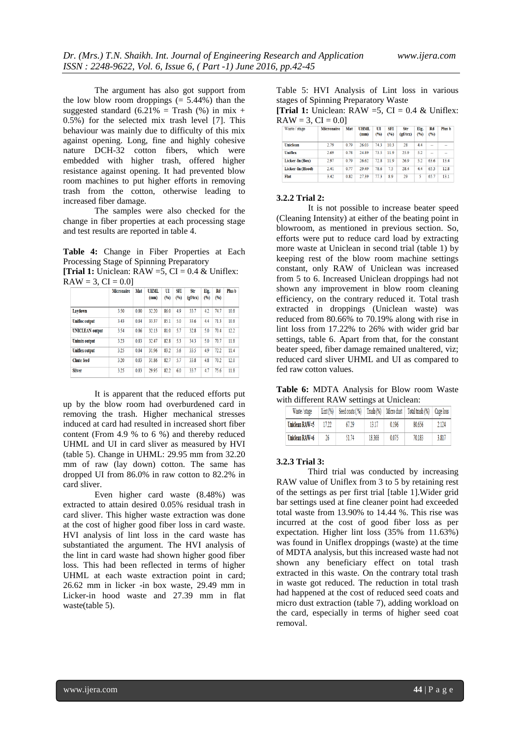The argument has also got support from the low blow room droppings (= 5.44%) than the suggested standard (6.21% = Trash (%) in mix + 0.5%) for the selected mix trash level [7]. This behaviour was mainly due to difficulty of this mix against opening. Long, fine and highly cohesive nature DCH-32 cotton fibers, which were embedded with higher trash, offered higher resistance against opening. It had prevented blow room machines to put higher efforts in removing trash from the cotton, otherwise leading to increased fiber damage.

The samples were also checked for the change in fiber properties at each processing stage and test results are reported in table 4.

**Table 4:** Change in Fiber Properties at Each Processing Stage of Spinning Preparatory
**[Trial 1:** Uniclean: RAW =5, CI = 0.4 & Uniflex: RAW = 3, CI = 0.0]

| | Micronaire | Mat | UHML (mm) | UI (%) | SFI (%) | Str (gf/tex) | Elg. (%) | Rd (%) | Plus b |
|---|---|---|---|---|---|---|---|---|---|
| Laydown | 3.50 | 0.80 | 32.20 | 86.0 | 4.9 | 33.7 | 4.2 | 74.7 | 10.8 |
| Unifloc output | 3.43 | 0.84 | 33.37 | 85.1 | 5.0 | 33.6 | 4.4 | 71.3 | 10.8 |
| UNICLEAN output | 3.54 | 0.86 | 32.13 | 81.0 | 5.7 | 32.8 | 5.0 | 70.4 | 12.2 |
| Unimix output | 3.23 | 0.83 | 32.47 | 82.8 | 5.3 | 34.3 | 5.0 | 70.7 | 11.8 |
| Uniflex output | 3.25 | 0.84 | 31.96 | 83.2 | 5.6 | 33.5 | 4.9 | 72.2 | 11.4 |
| Chute feed | 3.20 | 0.83 | 31.86 | 82.7 | 5.7 | 33.8 | 4.8 | 70.2 | 12.0 |
| Sliver | 3.25 | 0.83 | 29.95 | 82.2 | 6.0 | 33.7 | 4.7 | 75.6 | 11.8 |

It is apparent that the reduced efforts put up by the blow room had overburdened card in removing the trash. Higher mechanical stresses induced at card had resulted in increased short fiber content (From 4.9 % to 6 %) and thereby reduced UHML and UI in card sliver as measured by HVI (table 5). Change in UHML: 29.95 mm from 32.20 mm of raw (lay down) cotton. The same has dropped UI from 86.0% in raw cotton to 82.2% in card sliver.

Even higher card waste (8.48%) was extracted to attain desired 0.05% residual trash in card sliver. This higher waste extraction was done at the cost of higher good fiber loss in card waste. HVI analysis of lint loss in the card waste has substantiated the argument. The HVI analysis of the lint in card waste had shown higher good fiber loss. This had been reflected in terms of higher UHML at each waste extraction point in card; 26.62 mm in licker -in box waste, 29.49 mm in Licker-in hood waste and 27.39 mm in flat waste(table 5).

Table 5: HVI Analysis of Lint loss in various stages of Spinning Preparatory Waste
**[Trial 1:** Uniclean: RAW =5, CI = 0.4 & Uniflex: RAW = 3, CI = 0.0]

| Waste / stage | Micronaire | Mat | UHML (mm) | UI (%) | SFI (%) | Str (gf/tex) | Elg. (%) | Rd (%) | Plus b |
|---|---|---|---|---|---|---|---|---|---|
| Uniclean | 2.79 | 0.79 | 26.03 | 74.3 | 10.3 | 28 | 4.4 | -- | -- |
| Uniflex | 2.69 | 0.78 | 24.89 | 73.5 | 11.9 | 25.9 | 5.2 | -- | -- |
| Licker-In (Box) | 2.97 | 0.79 | 26.62 | 72.8 | 11.9 | 26.9 | 5.2 | 63.6 | 13.4 |
| Licker-In (Hood) | 2.41 | 0.77 | 29.49 | 78.6 | 7.5 | 28.4 | 4.4 | 65.3 | 12.8 |
| Flat | 3.42 | 0.82 | 27.39 | 77.3 | 8.9 | 29 | 5 | 65.7 | 13.1 |

### 3.2.2 Trial 2:

It is not possible to increase beater speed (Cleaning Intensity) at either of the beating point in blowroom, as mentioned in previous section. So, efforts were put to reduce card load by extracting more waste at Uniclean in second trial (table 1) by keeping rest of the blow room machine settings constant, only RAW of Uniclean was increased from 5 to 6. Increased Uniclean droppings had not shown any improvement in blow room cleaning efficiency, on the contrary reduced it. Total trash extracted in droppings (Uniclean waste) was reduced from 80.66% to 70.19% along with rise in lint loss from 17.22% to 26% with wider grid bar settings, table 6. Apart from that, for the constant beater speed, fiber damage remained unaltered, viz; reduced card sliver UHML and UI as compared to fed raw cotton values.

**Table 6:** MDTA Analysis for Blow room Waste with different RAW settings at Uniclean:

| Waste / stage | Lint (%) | Seed coats (%) | Trash (%) | Micro dust | Total trash (%) | Cage loss |
|---|---|---|---|---|---|---|
| Uniclean RAW=5 | 17.22 | 67.29 | 13.17 | 0.196 | 80.656 | 2.124 |
| Uniclean RAW=6 | 26 | 51.74 | 18.368 | 0.075 | 70.183 | 3.817 |

### 3.2.3 Trial 3:

Third trial was conducted by increasing RAW value of Uniflex from 3 to 5 by retaining rest of the settings as per first trial [table 1].Wider grid bar settings used at fine cleaner point had exceeded total waste from 13.90% to 14.44 %. This rise was incurred at the cost of good fiber loss as per expectation. Higher lint loss (35% from 11.63%) was found in Uniflex droppings (waste) at the time of MDTA analysis, but this increased waste had not shown any beneficiary effect on total trash extracted in this waste. On the contrary total trash in waste got reduced. The reduction in total trash had happened at the cost of reduced seed coats and micro dust extraction (table 7), adding workload on the card, especially in terms of higher seed coat removal.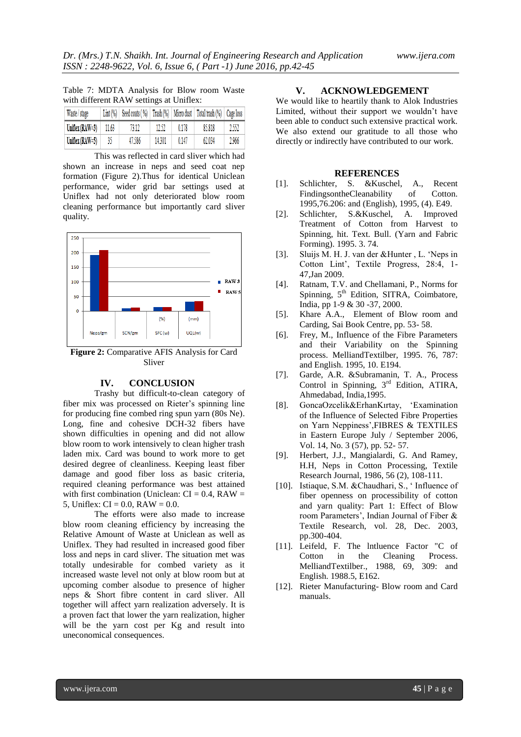Table 7: MDTA Analysis for Blow room Waste with different RAW settings at Uniflex:

| Waste/ stage | Lint (%) | Seed coats (%) | Trash (%) | Micro dust | Total trash (%) | Cage loss |
|---|---|---|---|---|---|---|
| Uniflex (RAW=3) | 11.63 | 73.12 | 12.52 | 0.178 | 85.818 | 2.552 |
| Uniflex (RAW=5) | 35 | 47.586 | 14.301 | 0.147 | 62.034 | 2.966 |

This was reflected in card sliver which had shown an increase in neps and seed coat nep formation (Figure 2).Thus for identical Uniclean performance, wider grid bar settings used at Uniflex had not only deteriorated blow room cleaning performance but importantly card sliver quality.

250
200
150
100
50
0
Neps/gm
SCN/gm
(%)
SFC (w)
(mm)
UQL(w)
RAW 3
RAW 5

**Figure 2:** Comparative AFIS Analysis for Card Sliver

## IV. CONCLUSION

Trashy but difficult-to-clean category of fiber mix was processed on Rieter's spinning line for producing fine combed ring spun yarn (80s Ne). Long, fine and cohesive DCH-32 fibers have shown difficulties in opening and did not allow blow room to work intensively to clean higher trash laden mix. Card was bound to work more to get desired degree of cleanliness. Keeping least fiber damage and good fiber loss as basic criteria, required cleaning performance was best attained with first combination (Uniclean: CI = 0.4, RAW = 5, Uniflex: CI = 0.0, RAW = 0.0.

The efforts were also made to increase blow room cleaning efficiency by increasing the Relative Amount of Waste at Uniclean as well as Uniflex. They had resulted in increased good fiber loss and neps in card sliver. The situation met was totally undesirable for combed variety as it increased waste level not only at blow room but at upcoming comber alsodue to presence of higher neps & Short fibre content in card sliver. All together will affect yarn realization adversely. It is a proven fact that lower the yarn realization, higher will be the yarn cost per Kg and result into uneconomical consequences.

## V. ACKNOWLEDGEMENT

We would like to heartily thank to Alok Industries Limited, without their support we wouldn't have been able to conduct such extensive practical work. We also extend our gratitude to all those who directly or indirectly have contributed to our work.

## REFERENCES

[1]. Schlichter, S. &Kuschel, A., Recent FindingsontheCleanability of Cotton. 1995,76.206: and (English), 1995, (4). E49.

[2]. Schlichter, S.&Kuschel, A. Improved Treatment of Cotton from Harvest to Spinning, hit. Text. Bull. (Yarn and Fabric Forming). 1995. 3. 74.

[3]. Sluijs M. H. J. van der &Hunter , L. 'Neps in Cotton Lint', Textile Progress, 28:4, 1-47,Jan 2009.

[4]. Ratnam, T.V. and Chellamani, P., Norms for Spinning, 5th Edition, SITRA, Coimbatore, India, pp 1-9 & 30 -37, 2000.

[5]. Khare A.A., Element of Blow room and Carding, Sai Book Centre, pp. 53- 58.

[6]. Frey, M., Influence of the Fibre Parameters and their Variability on the Spinning process. MelliandTextilber, 1995. 76, 787: and English. 1995, 10. E194.

[7]. Garde, A.R. &Subramanin, T. A., Process Control in Spinning, 3rd Edition, ATIRA, Ahmedabad, India,1995.

[8]. GoncaOzcelik&ErhanKırtay, 'Examination of the Influence of Selected Fibre Properties on Yarn Neppiness',FIBRES & TEXTILES in Eastern Europe July / September 2006, Vol. 14, No. 3 (57), pp. 52- 57.

[9]. Herbert, J.J., Mangialardi, G. And Ramey, H.H, Neps in Cotton Processing, Textile Research Journal, 1986, 56 (2), 108-111.

[10]. Istiaque, S.M. &Chaudhari, S., ' Influence of fiber openness on processibility of cotton and yarn quality: Part 1: Effect of Blow room Parameters', Indian Journal of Fiber & Textile Research, vol. 28, Dec. 2003, pp.300-404.

[11]. Leifeld, F. The lntluence Factor "C of Cotton in the Cleaning Process. MelliandTextilber., 1988, 69, 309: and English. 1988.5, E162.

[12]. Rieter Manufacturing- Blow room and Card manuals.